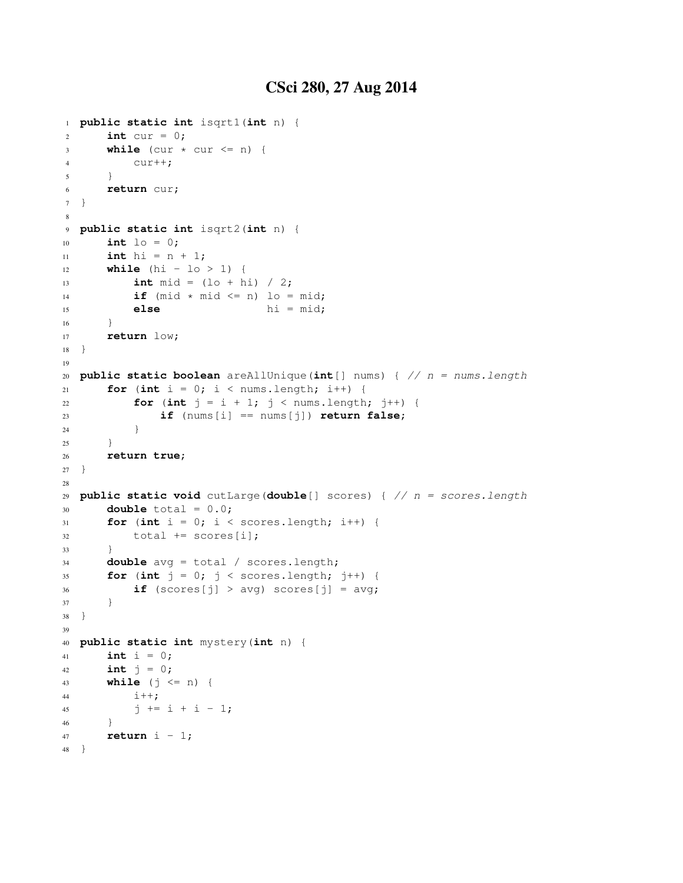# CSci 280, 27 Aug 2014

```
1  public static int isqrt1(int n) {
2      int cur = 0;
3      while (cur * cur <= n) {
4          cur++;
5      }
6      return cur;
7  }
8
9  public static int isqrt2(int n) {
10     int lo = 0;
11     int hi = n + 1;
12     while (hi - lo > 1) {
13         int mid = (lo + hi) / 2;
14         if (mid * mid <= n) lo = mid;
15         else                hi = mid;
16     }
17     return low;
18 }
19
20 public static boolean areAllUnique(int[] nums) { // n = nums.length
21     for (int i = 0; i < nums.length; i++) {
22         for (int j = i + 1; j < nums.length; j++) {
23             if (nums[i] == nums[j]) return false;
24         }
25     }
26     return true;
27 }
28
29 public static void cutLarge(double[] scores) { // n = scores.length
30     double total = 0.0;
31     for (int i = 0; i < scores.length; i++) {
32         total += scores[i];
33     }
34     double avg = total / scores.length;
35     for (int j = 0; j < scores.length; j++) {
36         if (scores[j] > avg) scores[j] = avg;
37     }
38 }
39
40 public static int mystery(int n) {
41     int i = 0;
42     int j = 0;
43     while (j <= n) {
44         i++;
45         j += i + i - 1;
46     }
47     return i - 1;
48 }
```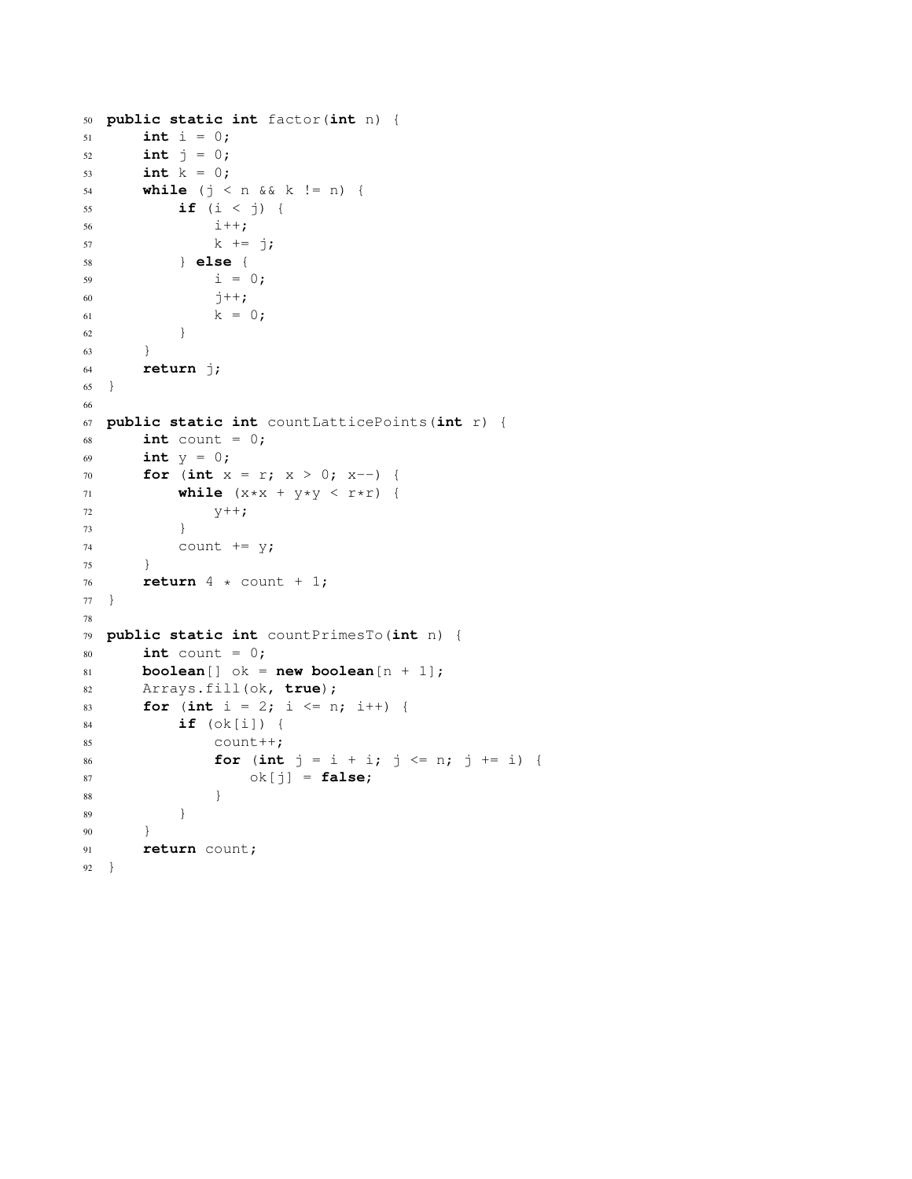```java
public static int factor(int n) {
    int i = 0;
    int j = 0;
    int k = 0;
    while (j < n && k != n) {
        if (i < j) {
            i++;
            k += j;
        } else {
            i = 0;
            j++;
            k = 0;
        }
    }
    return j;
}

public static int countLatticePoints(int r) {
    int count = 0;
    int y = 0;
    for (int x = r; x > 0; x--) {
        while (x*x + y*y < r*r) {
            y++;
        }
        count += y;
    }
    return 4 * count + 1;
}

public static int countPrimesTo(int n) {
    int count = 0;
    boolean[] ok = new boolean[n + 1];
    Arrays.fill(ok, true);
    for (int i = 2; i <= n; i++) {
        if (ok[i]) {
            count++;
            for (int j = i + i; j <= n; j += i) {
                ok[j] = false;
            }
        }
    }
    return count;
}
```